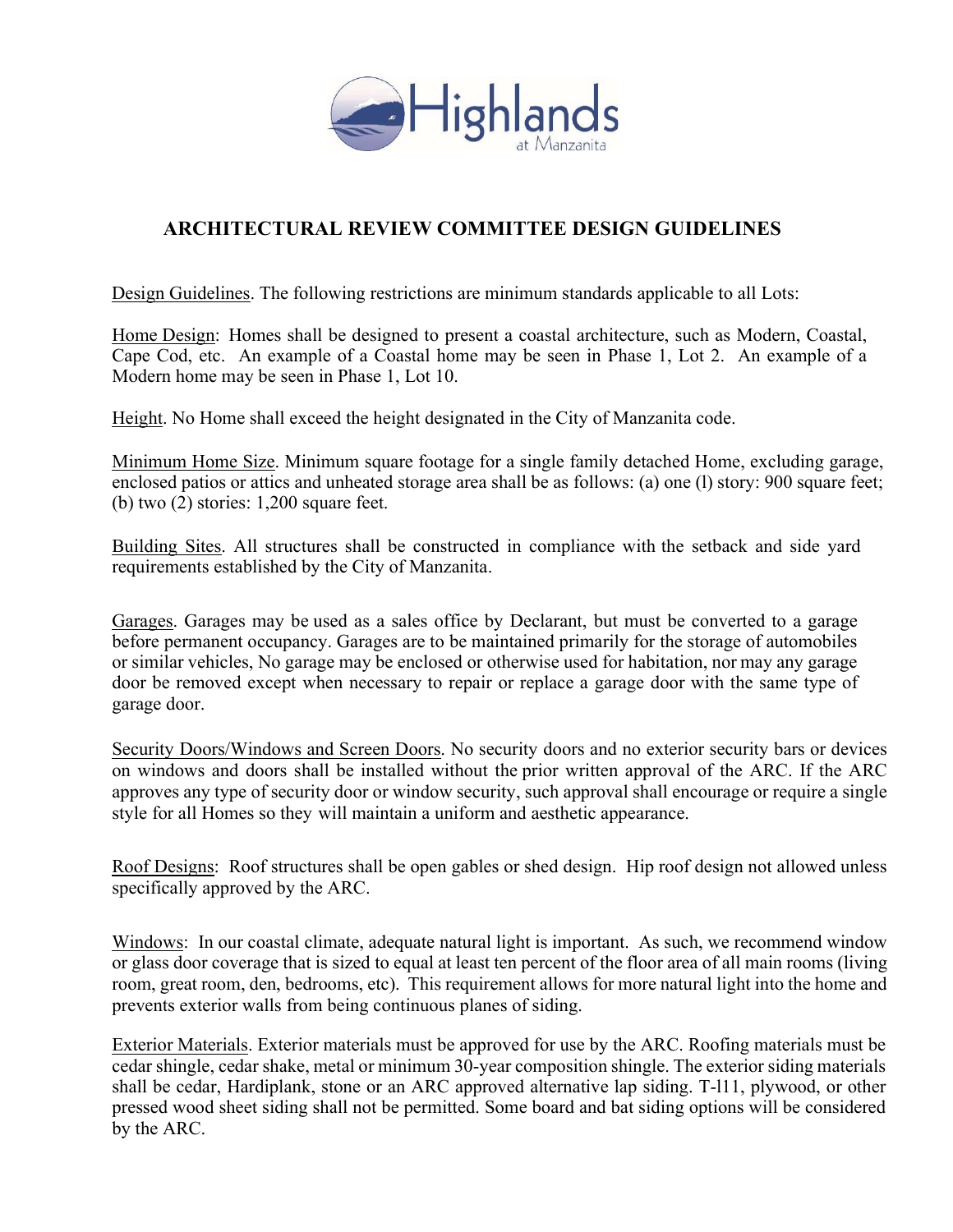Highlands at Manzanita

# ARCHITECTURAL REVIEW COMMITTEE DESIGN GUIDELINES

Design Guidelines. The following restrictions are minimum standards applicable to all Lots:

Home Design: Homes shall be designed to present a coastal architecture, such as Modern, Coastal, Cape Cod, etc. An example of a Coastal home may be seen in Phase 1, Lot 2. An example of a Modern home may be seen in Phase 1, Lot 10.

Height. No Home shall exceed the height designated in the City of Manzanita code.

Minimum Home Size. Minimum square footage for a single family detached Home, excluding garage, enclosed patios or attics and unheated storage area shall be as follows: (a) one (l) story: 900 square feet; (b) two (2) stories: 1,200 square feet.

Building Sites. All structures shall be constructed in compliance with the setback and side yard requirements established by the City of Manzanita.

Garages. Garages may be used as a sales office by Declarant, but must be converted to a garage before permanent occupancy. Garages are to be maintained primarily for the storage of automobiles or similar vehicles, No garage may be enclosed or otherwise used for habitation, nor may any garage door be removed except when necessary to repair or replace a garage door with the same type of garage door.

Security Doors/Windows and Screen Doors. No security doors and no exterior security bars or devices on windows and doors shall be installed without the prior written approval of the ARC. If the ARC approves any type of security door or window security, such approval shall encourage or require a single style for all Homes so they will maintain a uniform and aesthetic appearance.

Roof Designs: Roof structures shall be open gables or shed design. Hip roof design not allowed unless specifically approved by the ARC.

Windows: In our coastal climate, adequate natural light is important. As such, we recommend window or glass door coverage that is sized to equal at least ten percent of the floor area of all main rooms (living room, great room, den, bedrooms, etc). This requirement allows for more natural light into the home and prevents exterior walls from being continuous planes of siding.

Exterior Materials. Exterior materials must be approved for use by the ARC. Roofing materials must be cedar shingle, cedar shake, metal or minimum 30-year composition shingle. The exterior siding materials shall be cedar, Hardiplank, stone or an ARC approved alternative lap siding. T-l11, plywood, or other pressed wood sheet siding shall not be permitted. Some board and bat siding options will be considered by the ARC.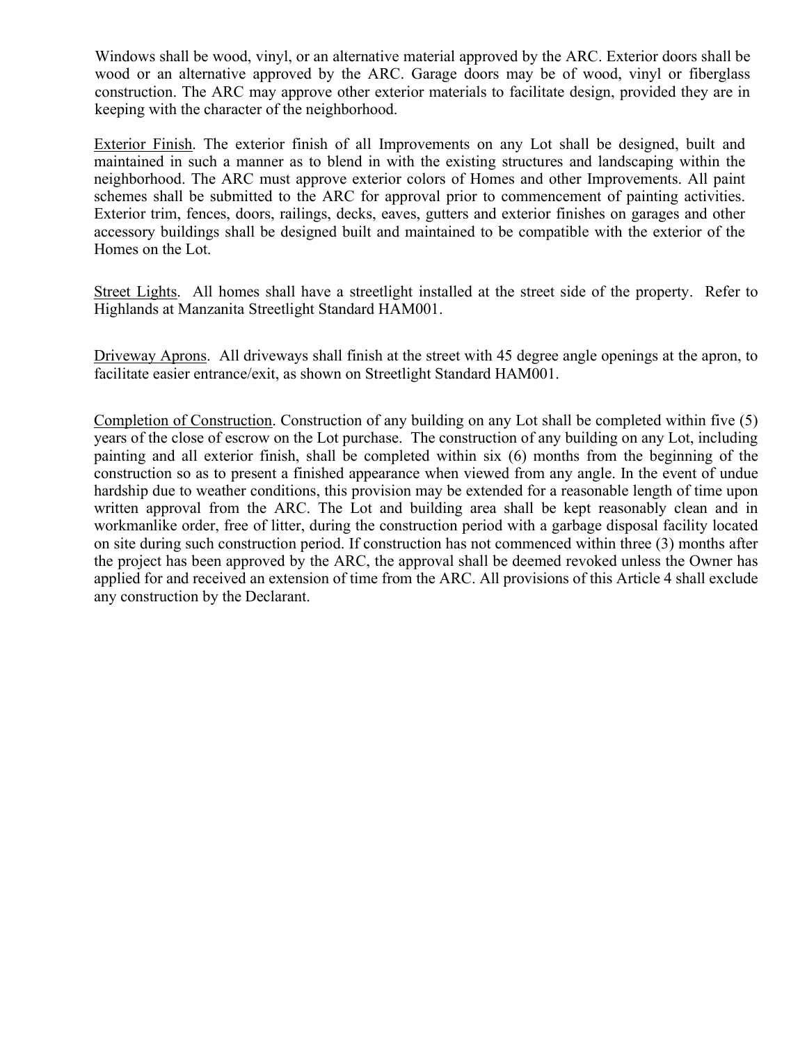Windows shall be wood, vinyl, or an alternative material approved by the ARC. Exterior doors shall be wood or an alternative approved by the ARC. Garage doors may be of wood, vinyl or fiberglass construction. The ARC may approve other exterior materials to facilitate design, provided they are in keeping with the character of the neighborhood.

<u>Exterior Finish</u>. The exterior finish of all Improvements on any Lot shall be designed, built and maintained in such a manner as to blend in with the existing structures and landscaping within the neighborhood. The ARC must approve exterior colors of Homes and other Improvements. All paint schemes shall be submitted to the ARC for approval prior to commencement of painting activities. Exterior trim, fences, doors, railings, decks, eaves, gutters and exterior finishes on garages and other accessory buildings shall be designed built and maintained to be compatible with the exterior of the Homes on the Lot.

<u>Street Lights</u>. All homes shall have a streetlight installed at the street side of the property. Refer to Highlands at Manzanita Streetlight Standard HAM001.

<u>Driveway Aprons</u>. All driveways shall finish at the street with 45 degree angle openings at the apron, to facilitate easier entrance/exit, as shown on Streetlight Standard HAM001.

<u>Completion of Construction</u>. Construction of any building on any Lot shall be completed within five (5) years of the close of escrow on the Lot purchase. The construction of any building on any Lot, including painting and all exterior finish, shall be completed within six (6) months from the beginning of the construction so as to present a finished appearance when viewed from any angle. In the event of undue hardship due to weather conditions, this provision may be extended for a reasonable length of time upon written approval from the ARC. The Lot and building area shall be kept reasonably clean and in workmanlike order, free of litter, during the construction period with a garbage disposal facility located on site during such construction period. If construction has not commenced within three (3) months after the project has been approved by the ARC, the approval shall be deemed revoked unless the Owner has applied for and received an extension of time from the ARC. All provisions of this Article 4 shall exclude any construction by the Declarant.